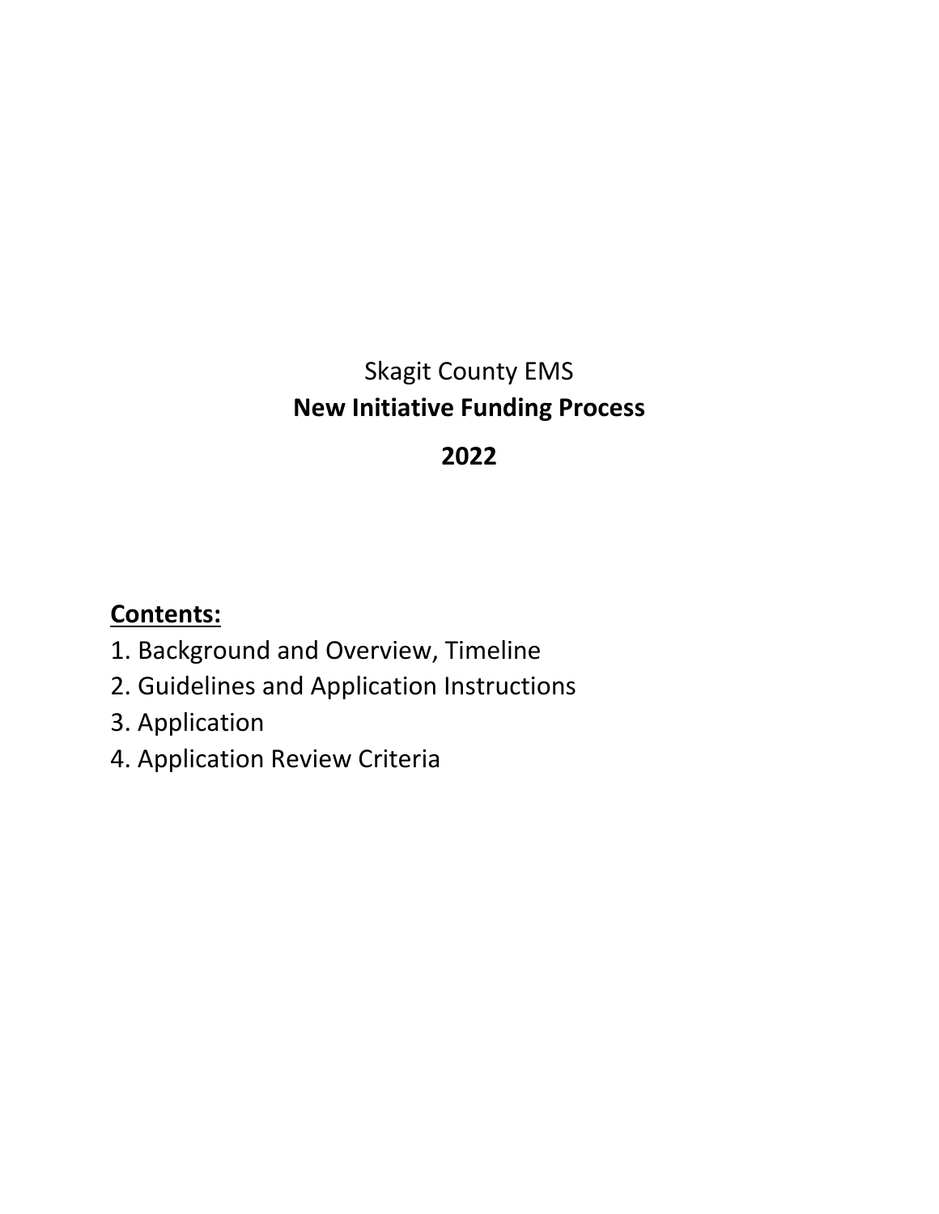Skagit County EMS

# New Initiative Funding Process

## 2022

**Contents:**

1. Background and Overview, Timeline
2. Guidelines and Application Instructions
3. Application
4. Application Review Criteria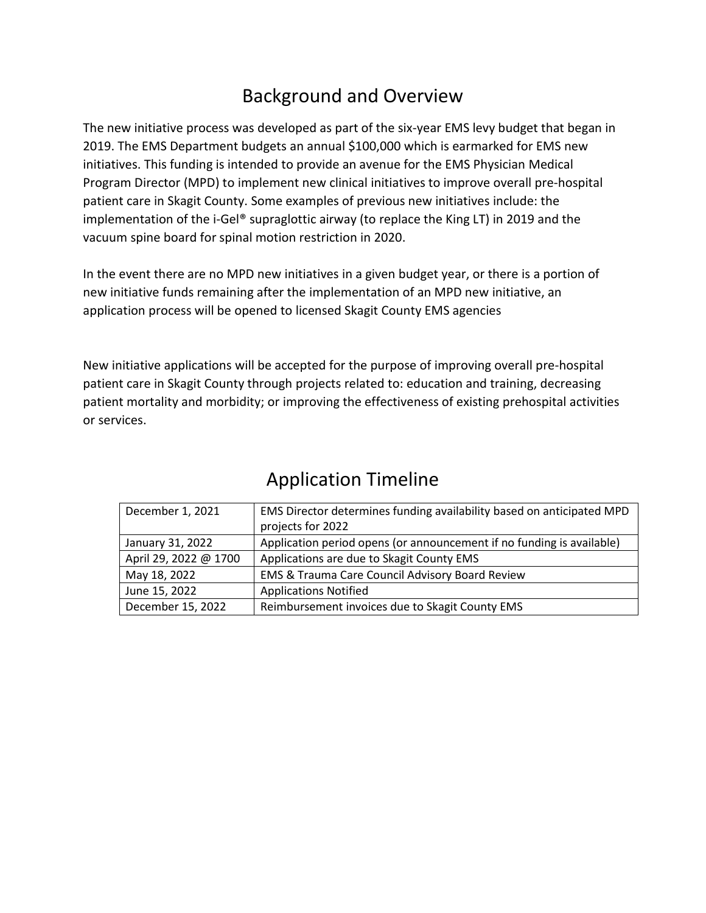# Background and Overview

The new initiative process was developed as part of the six-year EMS levy budget that began in 2019. The EMS Department budgets an annual $100,000 which is earmarked for EMS new initiatives. This funding is intended to provide an avenue for the EMS Physician Medical Program Director (MPD) to implement new clinical initiatives to improve overall pre-hospital patient care in Skagit County. Some examples of previous new initiatives include: the implementation of the i-Gel® supraglottic airway (to replace the King LT) in 2019 and the vacuum spine board for spinal motion restriction in 2020.

In the event there are no MPD new initiatives in a given budget year, or there is a portion of new initiative funds remaining after the implementation of an MPD new initiative, an application process will be opened to licensed Skagit County EMS agencies

New initiative applications will be accepted for the purpose of improving overall pre-hospital patient care in Skagit County through projects related to: education and training, decreasing patient mortality and morbidity; or improving the effectiveness of existing prehospital activities or services.

# Application Timeline

| Date | Milestone |
|---|---|
| December 1, 2021 | EMS Director determines funding availability based on anticipated MPD projects for 2022 |
| January 31, 2022 | Application period opens (or announcement if no funding is available) |
| April 29, 2022 @ 1700 | Applications are due to Skagit County EMS |
| May 18, 2022 | EMS & Trauma Care Council Advisory Board Review |
| June 15, 2022 | Applications Notified |
| December 15, 2022 | Reimbursement invoices due to Skagit County EMS |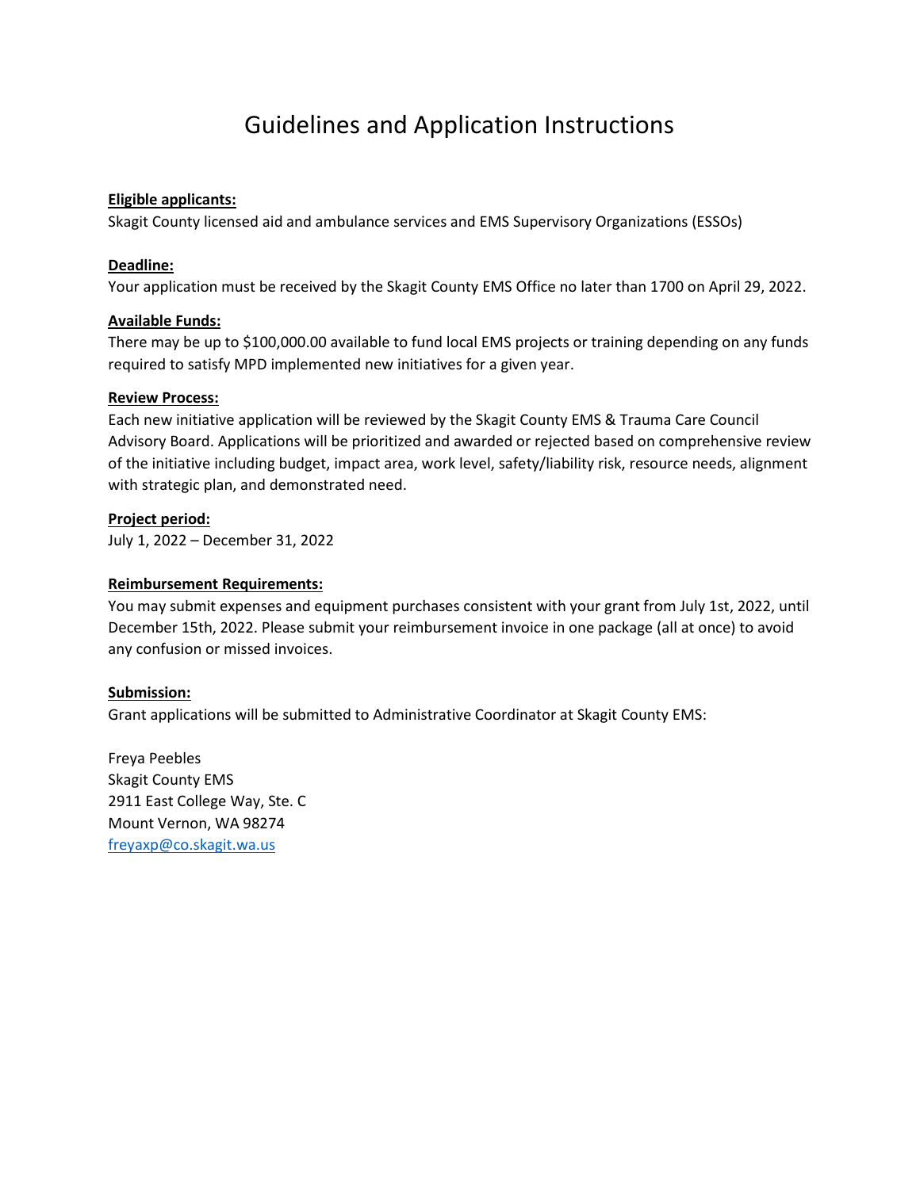# Guidelines and Application Instructions

**Eligible applicants:**

Skagit County licensed aid and ambulance services and EMS Supervisory Organizations (ESSOs)

**Deadline:**

Your application must be received by the Skagit County EMS Office no later than 1700 on April 29, 2022.

**Available Funds:**

There may be up to $100,000.00 available to fund local EMS projects or training depending on any funds required to satisfy MPD implemented new initiatives for a given year.

**Review Process:**

Each new initiative application will be reviewed by the Skagit County EMS & Trauma Care Council Advisory Board. Applications will be prioritized and awarded or rejected based on comprehensive review of the initiative including budget, impact area, work level, safety/liability risk, resource needs, alignment with strategic plan, and demonstrated need.

**Project period:**

July 1, 2022 – December 31, 2022

**Reimbursement Requirements:**

You may submit expenses and equipment purchases consistent with your grant from July 1st, 2022, until December 15th, 2022. Please submit your reimbursement invoice in one package (all at once) to avoid any confusion or missed invoices.

**Submission:**

Grant applications will be submitted to Administrative Coordinator at Skagit County EMS:

Freya Peebles
Skagit County EMS
2911 East College Way, Ste. C
Mount Vernon, WA 98274
freyaxp@co.skagit.wa.us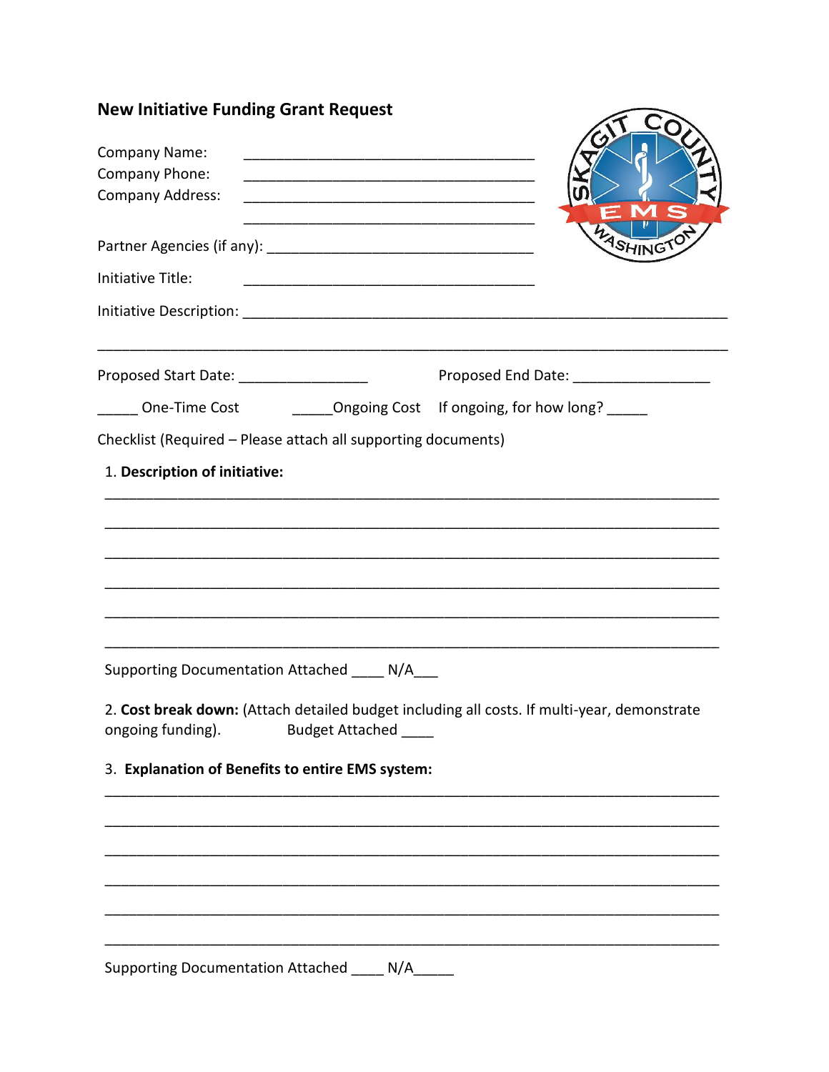## New Initiative Funding Grant Request

Company Name: ___________________________________

Company Phone: ___________________________________

Company Address: ___________________________________

___________________________________

Partner Agencies (if any): ______________________________

Initiative Title: ___________________________________

Initiative Description: _______________________________________________________

_________________________________________________________________________

Proposed Start Date: ________________ Proposed End Date: _________________

_____ One-Time Cost _____Ongoing Cost If ongoing, for how long? _____

Checklist (Required – Please attach all supporting documents)

1. **Description of initiative:**

_________________________________________________________________________

_________________________________________________________________________

_________________________________________________________________________

_________________________________________________________________________

_________________________________________________________________________

_________________________________________________________________________

Supporting Documentation Attached ____ N/A___

2. **Cost break down:** (Attach detailed budget including all costs. If multi-year, demonstrate ongoing funding). Budget Attached ____

3. **Explanation of Benefits to entire EMS system:**

_________________________________________________________________________

_________________________________________________________________________

_________________________________________________________________________

_________________________________________________________________________

_________________________________________________________________________

_________________________________________________________________________

Supporting Documentation Attached ____ N/A_____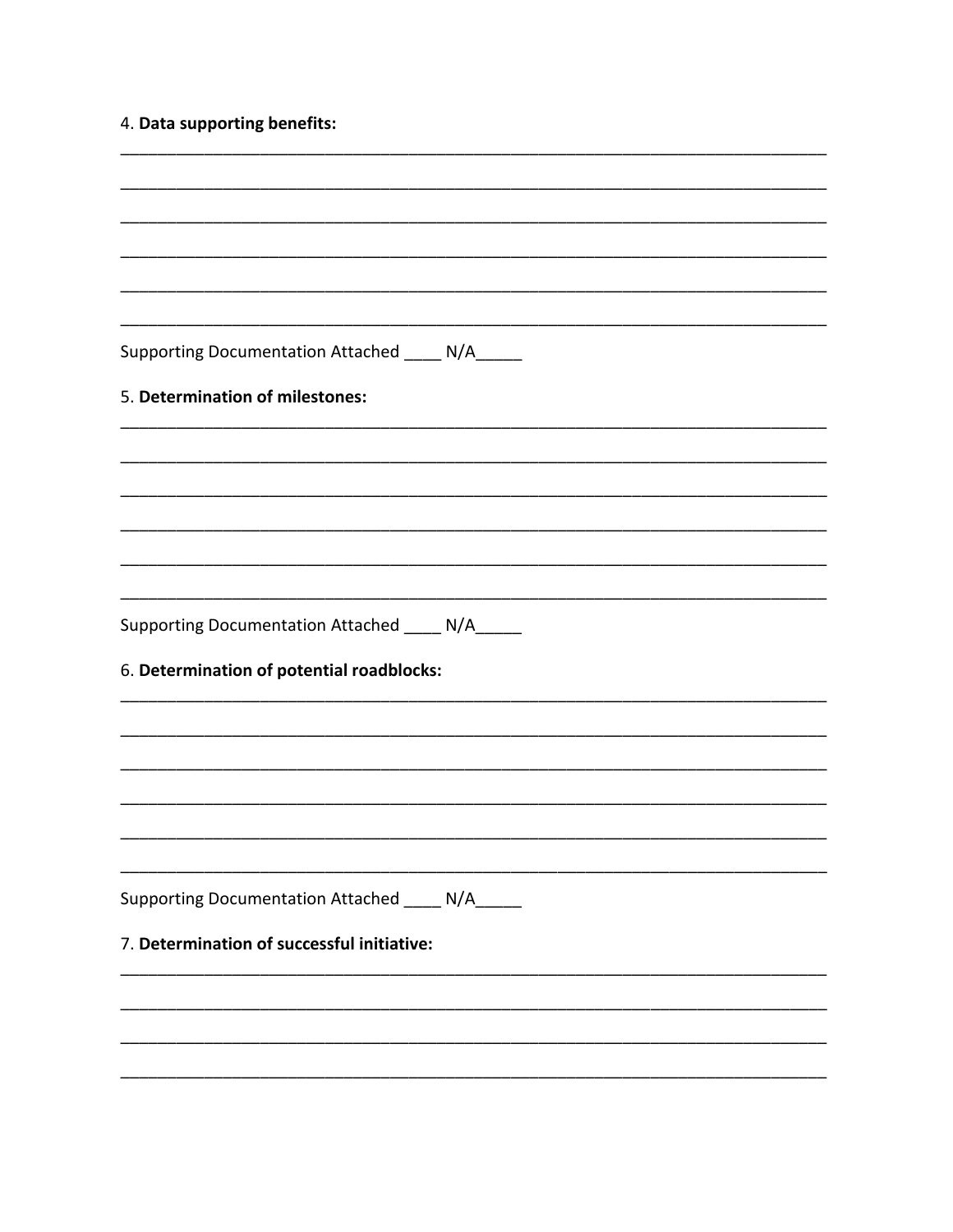4. **Data supporting benefits:**

_______________________________________________________________________________

_______________________________________________________________________________

_______________________________________________________________________________

_______________________________________________________________________________

_______________________________________________________________________________

_______________________________________________________________________________

Supporting Documentation Attached ____ N/A_____

5. **Determination of milestones:**

_______________________________________________________________________________

_______________________________________________________________________________

_______________________________________________________________________________

_______________________________________________________________________________

_______________________________________________________________________________

_______________________________________________________________________________

Supporting Documentation Attached ____ N/A_____

6. **Determination of potential roadblocks:**

_______________________________________________________________________________

_______________________________________________________________________________

_______________________________________________________________________________

_______________________________________________________________________________

_______________________________________________________________________________

_______________________________________________________________________________

Supporting Documentation Attached ____ N/A_____

7. **Determination of successful initiative:**

_______________________________________________________________________________

_______________________________________________________________________________

_______________________________________________________________________________

_______________________________________________________________________________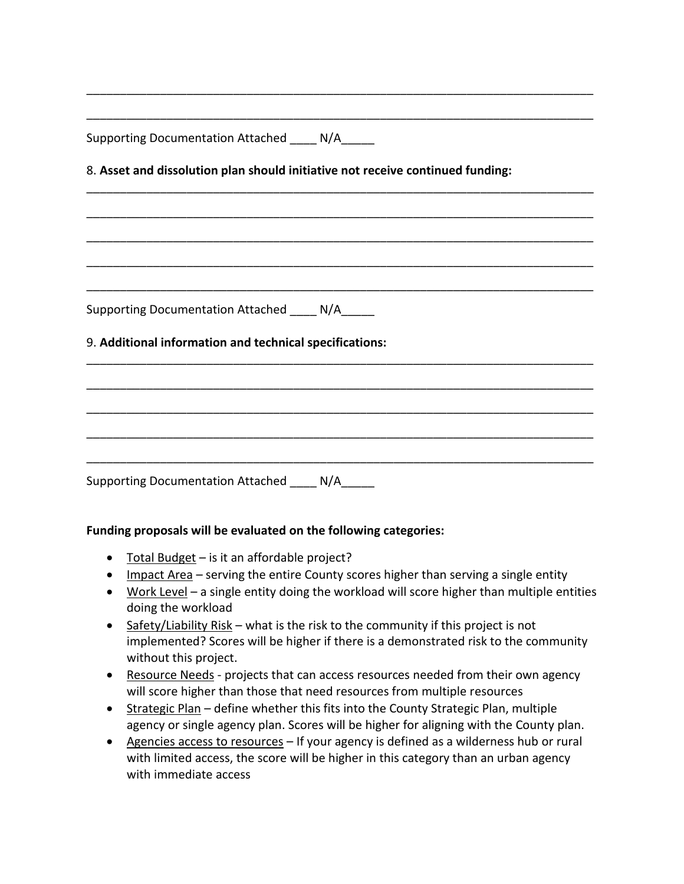\_\_\_\_\_\_\_\_\_\_\_\_\_\_\_\_\_\_\_\_\_\_\_\_\_\_\_\_\_\_\_\_\_\_\_\_\_\_\_\_\_\_\_\_\_\_\_\_\_\_\_\_\_\_\_\_\_\_\_\_\_\_\_\_\_\_\_\_\_\_\_\_\_\_\_\_

\_\_\_\_\_\_\_\_\_\_\_\_\_\_\_\_\_\_\_\_\_\_\_\_\_\_\_\_\_\_\_\_\_\_\_\_\_\_\_\_\_\_\_\_\_\_\_\_\_\_\_\_\_\_\_\_\_\_\_\_\_\_\_\_\_\_\_\_\_\_\_\_\_\_\_\_

Supporting Documentation Attached \_\_\_\_ N/A\_\_\_\_\_

8. **Asset and dissolution plan should initiative not receive continued funding:**

\_\_\_\_\_\_\_\_\_\_\_\_\_\_\_\_\_\_\_\_\_\_\_\_\_\_\_\_\_\_\_\_\_\_\_\_\_\_\_\_\_\_\_\_\_\_\_\_\_\_\_\_\_\_\_\_\_\_\_\_\_\_\_\_\_\_\_\_\_\_\_\_\_\_\_\_

\_\_\_\_\_\_\_\_\_\_\_\_\_\_\_\_\_\_\_\_\_\_\_\_\_\_\_\_\_\_\_\_\_\_\_\_\_\_\_\_\_\_\_\_\_\_\_\_\_\_\_\_\_\_\_\_\_\_\_\_\_\_\_\_\_\_\_\_\_\_\_\_\_\_\_\_

\_\_\_\_\_\_\_\_\_\_\_\_\_\_\_\_\_\_\_\_\_\_\_\_\_\_\_\_\_\_\_\_\_\_\_\_\_\_\_\_\_\_\_\_\_\_\_\_\_\_\_\_\_\_\_\_\_\_\_\_\_\_\_\_\_\_\_\_\_\_\_\_\_\_\_\_

\_\_\_\_\_\_\_\_\_\_\_\_\_\_\_\_\_\_\_\_\_\_\_\_\_\_\_\_\_\_\_\_\_\_\_\_\_\_\_\_\_\_\_\_\_\_\_\_\_\_\_\_\_\_\_\_\_\_\_\_\_\_\_\_\_\_\_\_\_\_\_\_\_\_\_\_

\_\_\_\_\_\_\_\_\_\_\_\_\_\_\_\_\_\_\_\_\_\_\_\_\_\_\_\_\_\_\_\_\_\_\_\_\_\_\_\_\_\_\_\_\_\_\_\_\_\_\_\_\_\_\_\_\_\_\_\_\_\_\_\_\_\_\_\_\_\_\_\_\_\_\_\_

Supporting Documentation Attached \_\_\_\_ N/A\_\_\_\_\_

9. **Additional information and technical specifications:**

\_\_\_\_\_\_\_\_\_\_\_\_\_\_\_\_\_\_\_\_\_\_\_\_\_\_\_\_\_\_\_\_\_\_\_\_\_\_\_\_\_\_\_\_\_\_\_\_\_\_\_\_\_\_\_\_\_\_\_\_\_\_\_\_\_\_\_\_\_\_\_\_\_\_\_\_

\_\_\_\_\_\_\_\_\_\_\_\_\_\_\_\_\_\_\_\_\_\_\_\_\_\_\_\_\_\_\_\_\_\_\_\_\_\_\_\_\_\_\_\_\_\_\_\_\_\_\_\_\_\_\_\_\_\_\_\_\_\_\_\_\_\_\_\_\_\_\_\_\_\_\_\_

\_\_\_\_\_\_\_\_\_\_\_\_\_\_\_\_\_\_\_\_\_\_\_\_\_\_\_\_\_\_\_\_\_\_\_\_\_\_\_\_\_\_\_\_\_\_\_\_\_\_\_\_\_\_\_\_\_\_\_\_\_\_\_\_\_\_\_\_\_\_\_\_\_\_\_\_

\_\_\_\_\_\_\_\_\_\_\_\_\_\_\_\_\_\_\_\_\_\_\_\_\_\_\_\_\_\_\_\_\_\_\_\_\_\_\_\_\_\_\_\_\_\_\_\_\_\_\_\_\_\_\_\_\_\_\_\_\_\_\_\_\_\_\_\_\_\_\_\_\_\_\_\_

\_\_\_\_\_\_\_\_\_\_\_\_\_\_\_\_\_\_\_\_\_\_\_\_\_\_\_\_\_\_\_\_\_\_\_\_\_\_\_\_\_\_\_\_\_\_\_\_\_\_\_\_\_\_\_\_\_\_\_\_\_\_\_\_\_\_\_\_\_\_\_\_\_\_\_\_

Supporting Documentation Attached \_\_\_\_ N/A\_\_\_\_\_

**Funding proposals will be evaluated on the following categories:**

- Total Budget – is it an affordable project?
- Impact Area – serving the entire County scores higher than serving a single entity
- Work Level – a single entity doing the workload will score higher than multiple entities doing the workload
- Safety/Liability Risk – what is the risk to the community if this project is not implemented? Scores will be higher if there is a demonstrated risk to the community without this project.
- Resource Needs - projects that can access resources needed from their own agency will score higher than those that need resources from multiple resources
- Strategic Plan – define whether this fits into the County Strategic Plan, multiple agency or single agency plan. Scores will be higher for aligning with the County plan.
- Agencies access to resources – If your agency is defined as a wilderness hub or rural with limited access, the score will be higher in this category than an urban agency with immediate access